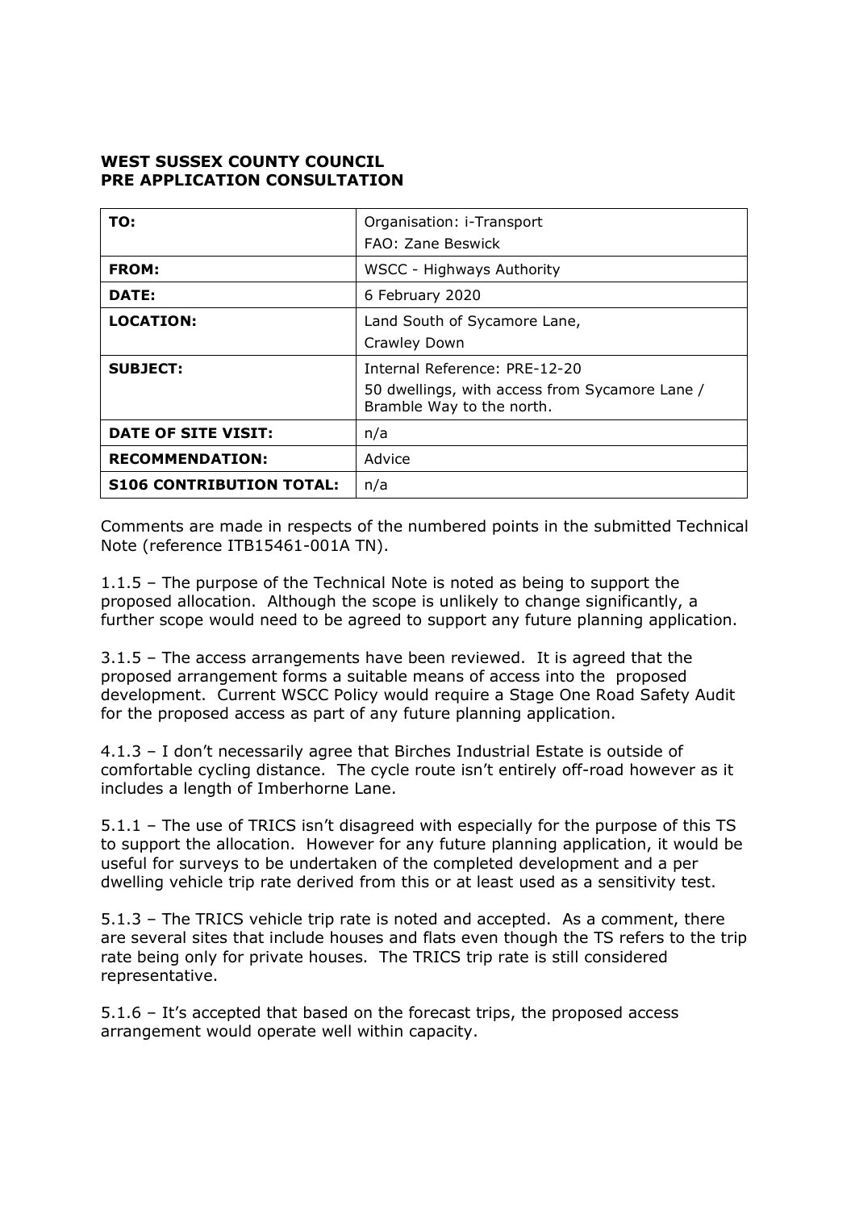**WEST SUSSEX COUNTY COUNCIL**
**PRE APPLICATION CONSULTATION**

| | |
|---|---|
| **TO:** | Organisation: i-Transport<br>FAO: Zane Beswick |
| **FROM:** | WSCC - Highways Authority |
| **DATE:** | 6 February 2020 |
| **LOCATION:** | Land South of Sycamore Lane,<br>Crawley Down |
| **SUBJECT:** | Internal Reference: PRE-12-20<br>50 dwellings, with access from Sycamore Lane / Bramble Way to the north. |
| **DATE OF SITE VISIT:** | n/a |
| **RECOMMENDATION:** | Advice |
| **S106 CONTRIBUTION TOTAL:** | n/a |

Comments are made in respects of the numbered points in the submitted Technical Note (reference ITB15461-001A TN).

1.1.5 – The purpose of the Technical Note is noted as being to support the proposed allocation. Although the scope is unlikely to change significantly, a further scope would need to be agreed to support any future planning application.

3.1.5 – The access arrangements have been reviewed. It is agreed that the proposed arrangement forms a suitable means of access into the proposed development. Current WSCC Policy would require a Stage One Road Safety Audit for the proposed access as part of any future planning application.

4.1.3 – I don't necessarily agree that Birches Industrial Estate is outside of comfortable cycling distance. The cycle route isn't entirely off-road however as it includes a length of Imberhorne Lane.

5.1.1 – The use of TRICS isn't disagreed with especially for the purpose of this TS to support the allocation. However for any future planning application, it would be useful for surveys to be undertaken of the completed development and a per dwelling vehicle trip rate derived from this or at least used as a sensitivity test.

5.1.3 – The TRICS vehicle trip rate is noted and accepted. As a comment, there are several sites that include houses and flats even though the TS refers to the trip rate being only for private houses. The TRICS trip rate is still considered representative.

5.1.6 – It's accepted that based on the forecast trips, the proposed access arrangement would operate well within capacity.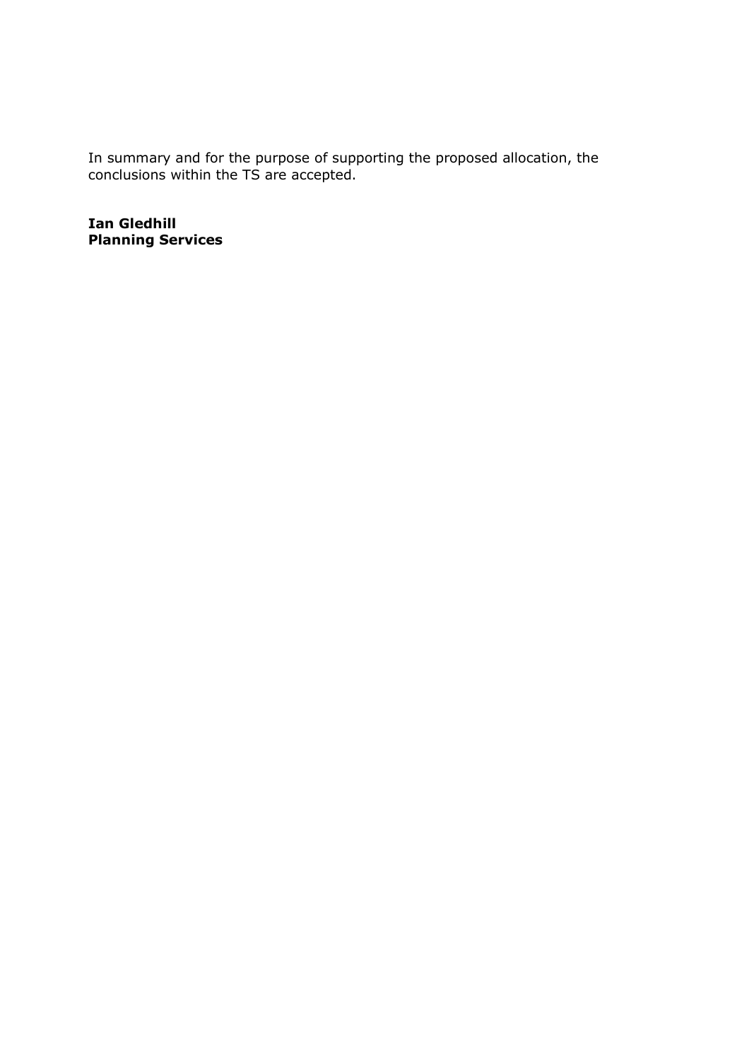In summary and for the purpose of supporting the proposed allocation, the conclusions within the TS are accepted.

**Ian Gledhill**
**Planning Services**